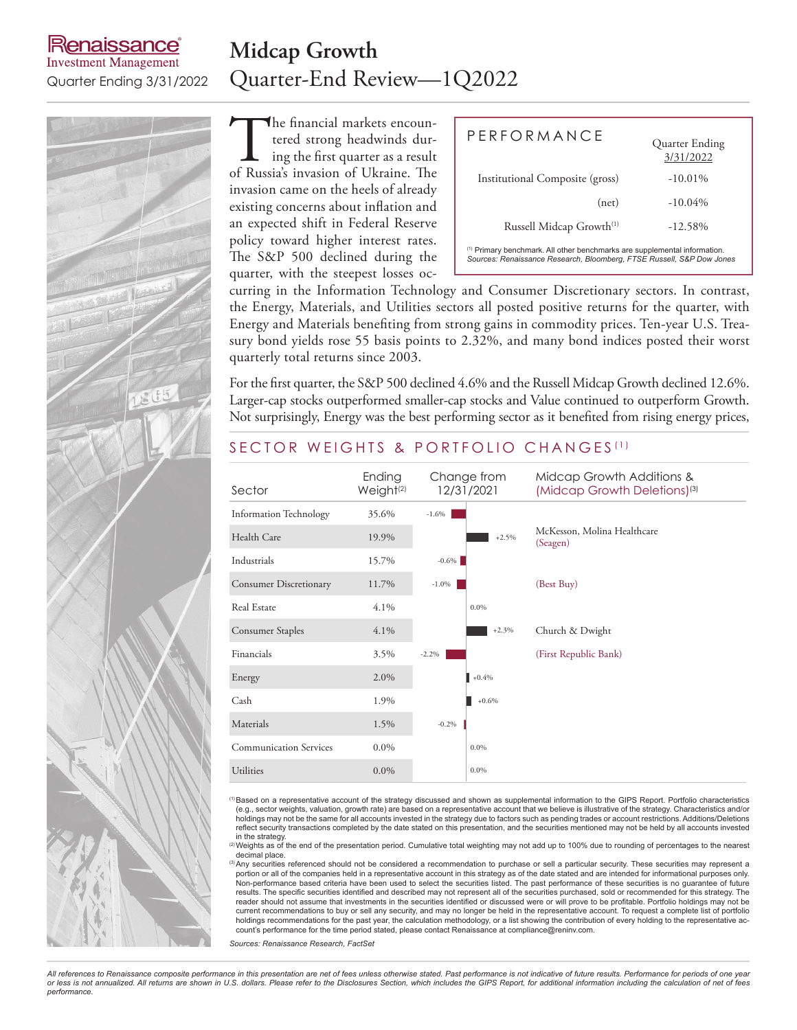Renaissance Investment Management

Quarter Ending 3/31/2022

# Midcap Growth

## Quarter-End Review—1Q2022

The financial markets encountered strong headwinds during the first quarter as a result of Russia's invasion of Ukraine. The invasion came on the heels of already existing concerns about inflation and an expected shift in Federal Reserve policy toward higher interest rates. The S&P 500 declined during the quarter, with the steepest losses occurring in the Information Technology and Consumer Discretionary sectors. In contrast, the Energy, Materials, and Utilities sectors all posted positive returns for the quarter, with Energy and Materials benefiting from strong gains in commodity prices. Ten-year U.S. Treasury bond yields rose 55 basis points to 2.32%, and many bond indices posted their worst quarterly total returns since 2003.

| PERFORMANCE | Quarter Ending 3/31/2022 |
|---|---|
| Institutional Composite (gross) | -10.01% |
| (net) | -10.04% |
| Russell Midcap Growth[1] | -12.58% |

[1] Primary benchmark. All other benchmarks are supplemental information.
*Sources: Renaissance Research, Bloomberg, FTSE Russell, S&P Dow Jones*

For the first quarter, the S&P 500 declined 4.6% and the Russell Midcap Growth declined 12.6%. Larger-cap stocks outperformed smaller-cap stocks and Value continued to outperform Growth. Not surprisingly, Energy was the best performing sector as it benefited from rising energy prices,

## SECTOR WEIGHTS & PORTFOLIO CHANGES[1]

| Sector | Ending Weight[2] | Change from 12/31/2021 | Midcap Growth Additions & (Midcap Growth Deletions)[3] |
|---|---|---|---|
| Information Technology | 35.6% | -1.6% | |
| Health Care | 19.9% | +2.5% | McKesson, Molina Healthcare (Seagen) |
| Industrials | 15.7% | -0.6% | |
| Consumer Discretionary | 11.7% | -1.0% | (Best Buy) |
| Real Estate | 4.1% | 0.0% | |
| Consumer Staples | 4.1% | +2.3% | Church & Dwight |
| Financials | 3.5% | -2.2% | (First Republic Bank) |
| Energy | 2.0% | +0.4% | |
| Cash | 1.9% | +0.6% | |
| Materials | 1.5% | -0.2% | |
| Communication Services | 0.0% | 0.0% | |
| Utilities | 0.0% | 0.0% | |

[1] Based on a representative account of the strategy discussed and shown as supplemental information to the GIPS Report. Portfolio characteristics (e.g., sector weights, valuation, growth rate) are based on a representative account that we believe is illustrative of the strategy. Characteristics and/or holdings may not be the same for all accounts invested in the strategy due to factors such as pending trades or account restrictions. Additions/Deletions reflect security transactions completed by the date stated on this presentation, and the securities mentioned may not be held by all accounts invested in the strategy.

[2] Weights as of the end of the presentation period. Cumulative total weighting may not add up to 100% due to rounding of percentages to the nearest decimal place.

[3] Any securities referenced should not be considered a recommendation to purchase or sell a particular security. These securities may represent a portion or all of the companies held in a representative account in this strategy as of the date stated and are intended for informational purposes only. Non-performance based criteria have been used to select the securities listed. The past performance of these securities is no guarantee of future results. The specific securities identified and described may not represent all of the securities purchased, sold or recommended for this strategy. The reader should not assume that investments in the securities identified or discussed were or will prove to be profitable. Portfolio holdings may not be current recommendations to buy or sell any security, and may no longer be held in the representative account. To request a complete list of portfolio holdings recommendations for the past year, the calculation methodology, or a list showing the contribution of every holding to the representative account's performance for the time period stated, please contact Renaissance at compliance@reninv.com.

*Sources: Renaissance Research, FactSet*

*All references to Renaissance composite performance in this presentation are net of fees unless otherwise stated. Past performance is not indicative of future results. Performance for periods of one year or less is not annualized. All returns are shown in U.S. dollars. Please refer to the Disclosures Section, which includes the GIPS Report, for additional information including the calculation of net of fees performance.*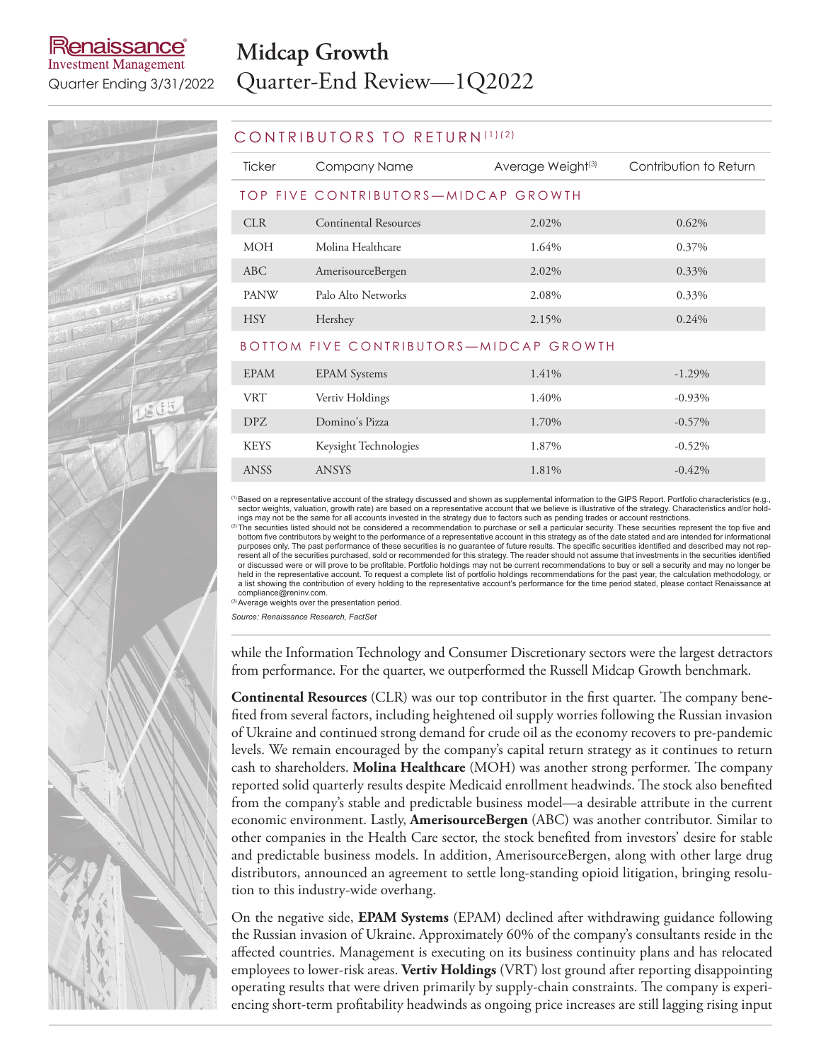# Midcap Growth
## Quarter-End Review—1Q2022

Quarter Ending 3/31/2022

### CONTRIBUTORS TO RETURN[(1)(2)]

| Ticker | Company Name | Average Weight[(3)] | Contribution to Return |
|---|---|---|---|
| **TOP FIVE CONTRIBUTORS—MIDCAP GROWTH** | | | |
| CLR | Continental Resources | 2.02% | 0.62% |
| MOH | Molina Healthcare | 1.64% | 0.37% |
| ABC | AmerisourceBergen | 2.02% | 0.33% |
| PANW | Palo Alto Networks | 2.08% | 0.33% |
| HSY | Hershey | 2.15% | 0.24% |
| **BOTTOM FIVE CONTRIBUTORS—MIDCAP GROWTH** | | | |
| EPAM | EPAM Systems | 1.41% | -1.29% |
| VRT | Vertiv Holdings | 1.40% | -0.93% |
| DPZ | Domino's Pizza | 1.70% | -0.57% |
| KEYS | Keysight Technologies | 1.87% | -0.52% |
| ANSS | ANSYS | 1.81% | -0.42% |

(1) Based on a representative account of the strategy discussed and shown as supplemental information to the GIPS Report. Portfolio characteristics (e.g., sector weights, valuation, growth rate) are based on a representative account that we believe is illustrative of the strategy. Characteristics and/or holdings may not be the same for all accounts invested in the strategy due to factors such as pending trades or account restrictions.
(2) The securities listed should not be considered a recommendation to purchase or sell a particular security. These securities represent the top five and bottom five contributors by weight to the performance of a representative account in this strategy as of the date stated and are intended for informational purposes only. The past performance of these securities is no guarantee of future results. The specific securities identified and described may not represent all of the securities purchased, sold or recommended for this strategy. The reader should not assume that investments in the securities identified or discussed were or will prove to be profitable. Portfolio holdings may not be current recommendations to buy or sell a security and may no longer be held in the representative account. To request a complete list of portfolio holdings recommendations for the past year, the calculation methodology, or a list showing the contribution of every holding to the representative account's performance for the time period stated, please contact Renaissance at compliance@reninv.com.
(3) Average weights over the presentation period.

*Source: Renaissance Research, FactSet*

while the Information Technology and Consumer Discretionary sectors were the largest detractors from performance. For the quarter, we outperformed the Russell Midcap Growth benchmark.

**Continental Resources** (CLR) was our top contributor in the first quarter. The company benefited from several factors, including heightened oil supply worries following the Russian invasion of Ukraine and continued strong demand for crude oil as the economy recovers to pre-pandemic levels. We remain encouraged by the company's capital return strategy as it continues to return cash to shareholders. **Molina Healthcare** (MOH) was another strong performer. The company reported solid quarterly results despite Medicaid enrollment headwinds. The stock also benefited from the company's stable and predictable business model—a desirable attribute in the current economic environment. Lastly, **AmerisourceBergen** (ABC) was another contributor. Similar to other companies in the Health Care sector, the stock benefited from investors' desire for stable and predictable business models. In addition, AmerisourceBergen, along with other large drug distributors, announced an agreement to settle long-standing opioid litigation, bringing resolution to this industry-wide overhang.

On the negative side, **EPAM Systems** (EPAM) declined after withdrawing guidance following the Russian invasion of Ukraine. Approximately 60% of the company's consultants reside in the affected countries. Management is executing on its business continuity plans and has relocated employees to lower-risk areas. **Vertiv Holdings** (VRT) lost ground after reporting disappointing operating results that were driven primarily by supply-chain constraints. The company is experiencing short-term profitability headwinds as ongoing price increases are still lagging rising input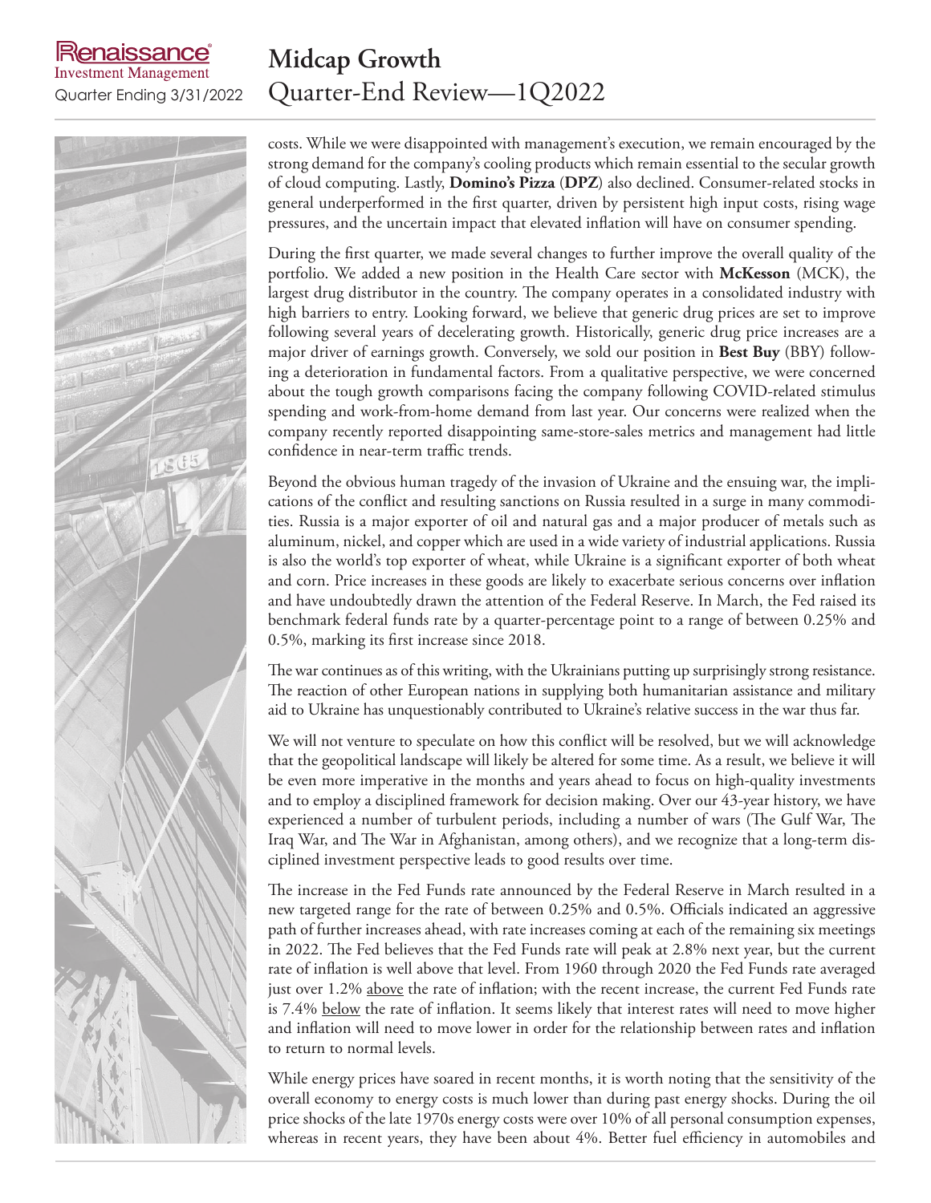costs. While we were disappointed with management's execution, we remain encouraged by the strong demand for the company's cooling products which remain essential to the secular growth of cloud computing. Lastly, **Domino's Pizza** (**DPZ**) also declined. Consumer-related stocks in general underperformed in the first quarter, driven by persistent high input costs, rising wage pressures, and the uncertain impact that elevated inflation will have on consumer spending.

During the first quarter, we made several changes to further improve the overall quality of the portfolio. We added a new position in the Health Care sector with **McKesson** (MCK), the largest drug distributor in the country. The company operates in a consolidated industry with high barriers to entry. Looking forward, we believe that generic drug prices are set to improve following several years of decelerating growth. Historically, generic drug price increases are a major driver of earnings growth. Conversely, we sold our position in **Best Buy** (BBY) following a deterioration in fundamental factors. From a qualitative perspective, we were concerned about the tough growth comparisons facing the company following COVID-related stimulus spending and work-from-home demand from last year. Our concerns were realized when the company recently reported disappointing same-store-sales metrics and management had little confidence in near-term traffic trends.

Beyond the obvious human tragedy of the invasion of Ukraine and the ensuing war, the implications of the conflict and resulting sanctions on Russia resulted in a surge in many commodities. Russia is a major exporter of oil and natural gas and a major producer of metals such as aluminum, nickel, and copper which are used in a wide variety of industrial applications. Russia is also the world's top exporter of wheat, while Ukraine is a significant exporter of both wheat and corn. Price increases in these goods are likely to exacerbate serious concerns over inflation and have undoubtedly drawn the attention of the Federal Reserve. In March, the Fed raised its benchmark federal funds rate by a quarter-percentage point to a range of between 0.25% and 0.5%, marking its first increase since 2018.

The war continues as of this writing, with the Ukrainians putting up surprisingly strong resistance. The reaction of other European nations in supplying both humanitarian assistance and military aid to Ukraine has unquestionably contributed to Ukraine's relative success in the war thus far.

We will not venture to speculate on how this conflict will be resolved, but we will acknowledge that the geopolitical landscape will likely be altered for some time. As a result, we believe it will be even more imperative in the months and years ahead to focus on high-quality investments and to employ a disciplined framework for decision making. Over our 43-year history, we have experienced a number of turbulent periods, including a number of wars (The Gulf War, The Iraq War, and The War in Afghanistan, among others), and we recognize that a long-term disciplined investment perspective leads to good results over time.

The increase in the Fed Funds rate announced by the Federal Reserve in March resulted in a new targeted range for the rate of between 0.25% and 0.5%. Officials indicated an aggressive path of further increases ahead, with rate increases coming at each of the remaining six meetings in 2022. The Fed believes that the Fed Funds rate will peak at 2.8% next year, but the current rate of inflation is well above that level. From 1960 through 2020 the Fed Funds rate averaged just over 1.2% <u>above</u> the rate of inflation; with the recent increase, the current Fed Funds rate is 7.4% <u>below</u> the rate of inflation. It seems likely that interest rates will need to move higher and inflation will need to move lower in order for the relationship between rates and inflation to return to normal levels.

While energy prices have soared in recent months, it is worth noting that the sensitivity of the overall economy to energy costs is much lower than during past energy shocks. During the oil price shocks of the late 1970s energy costs were over 10% of all personal consumption expenses, whereas in recent years, they have been about 4%. Better fuel efficiency in automobiles and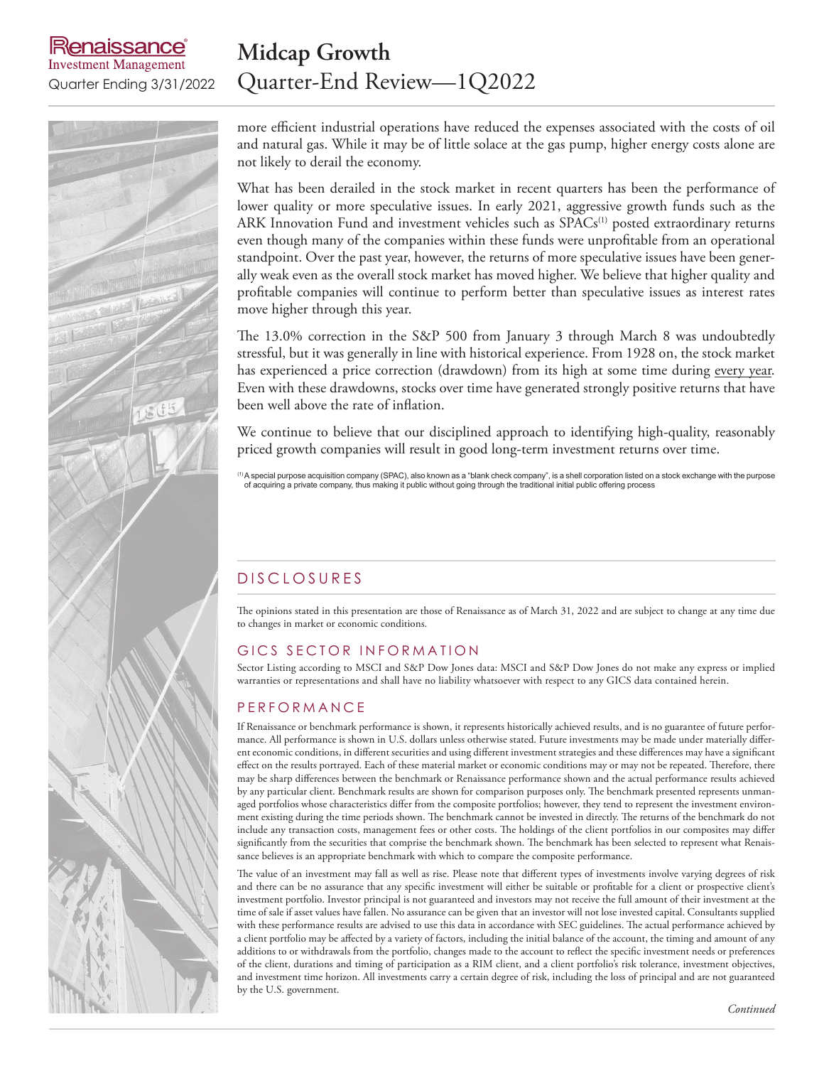more efficient industrial operations have reduced the expenses associated with the costs of oil and natural gas. While it may be of little solace at the gas pump, higher energy costs alone are not likely to derail the economy.

What has been derailed in the stock market in recent quarters has been the performance of lower quality or more speculative issues. In early 2021, aggressive growth funds such as the ARK Innovation Fund and investment vehicles such as SPACs[1] posted extraordinary returns even though many of the companies within these funds were unprofitable from an operational standpoint. Over the past year, however, the returns of more speculative issues have been generally weak even as the overall stock market has moved higher. We believe that higher quality and profitable companies will continue to perform better than speculative issues as interest rates move higher through this year.

The 13.0% correction in the S&P 500 from January 3 through March 8 was undoubtedly stressful, but it was generally in line with historical experience. From 1928 on, the stock market has experienced a price correction (drawdown) from its high at some time during every year. Even with these drawdowns, stocks over time have generated strongly positive returns that have been well above the rate of inflation.

We continue to believe that our disciplined approach to identifying high-quality, reasonably priced growth companies will result in good long-term investment returns over time.

[1] A special purpose acquisition company (SPAC), also known as a "blank check company", is a shell corporation listed on a stock exchange with the purpose of acquiring a private company, thus making it public without going through the traditional initial public offering process

## DISCLOSURES

The opinions stated in this presentation are those of Renaissance as of March 31, 2022 and are subject to change at any time due to changes in market or economic conditions.

### GICS SECTOR INFORMATION

Sector Listing according to MSCI and S&P Dow Jones data: MSCI and S&P Dow Jones do not make any express or implied warranties or representations and shall have no liability whatsoever with respect to any GICS data contained herein.

### PERFORMANCE

If Renaissance or benchmark performance is shown, it represents historically achieved results, and is no guarantee of future performance. All performance is shown in U.S. dollars unless otherwise stated. Future investments may be made under materially different economic conditions, in different securities and using different investment strategies and these differences may have a significant effect on the results portrayed. Each of these material market or economic conditions may or may not be repeated. Therefore, there may be sharp differences between the benchmark or Renaissance performance shown and the actual performance results achieved by any particular client. Benchmark results are shown for comparison purposes only. The benchmark presented represents unmanaged portfolios whose characteristics differ from the composite portfolios; however, they tend to represent the investment environment existing during the time periods shown. The benchmark cannot be invested in directly. The returns of the benchmark do not include any transaction costs, management fees or other costs. The holdings of the client portfolios in our composites may differ significantly from the securities that comprise the benchmark shown. The benchmark has been selected to represent what Renaissance believes is an appropriate benchmark with which to compare the composite performance.

The value of an investment may fall as well as rise. Please note that different types of investments involve varying degrees of risk and there can be no assurance that any specific investment will either be suitable or profitable for a client or prospective client's investment portfolio. Investor principal is not guaranteed and investors may not receive the full amount of their investment at the time of sale if asset values have fallen. No assurance can be given that an investor will not lose invested capital. Consultants supplied with these performance results are advised to use this data in accordance with SEC guidelines. The actual performance achieved by a client portfolio may be affected by a variety of factors, including the initial balance of the account, the timing and amount of any additions to or withdrawals from the portfolio, changes made to the account to reflect the specific investment needs or preferences of the client, durations and timing of participation as a RIM client, and a client portfolio's risk tolerance, investment objectives, and investment time horizon. All investments carry a certain degree of risk, including the loss of principal and are not guaranteed by the U.S. government.

*Continued*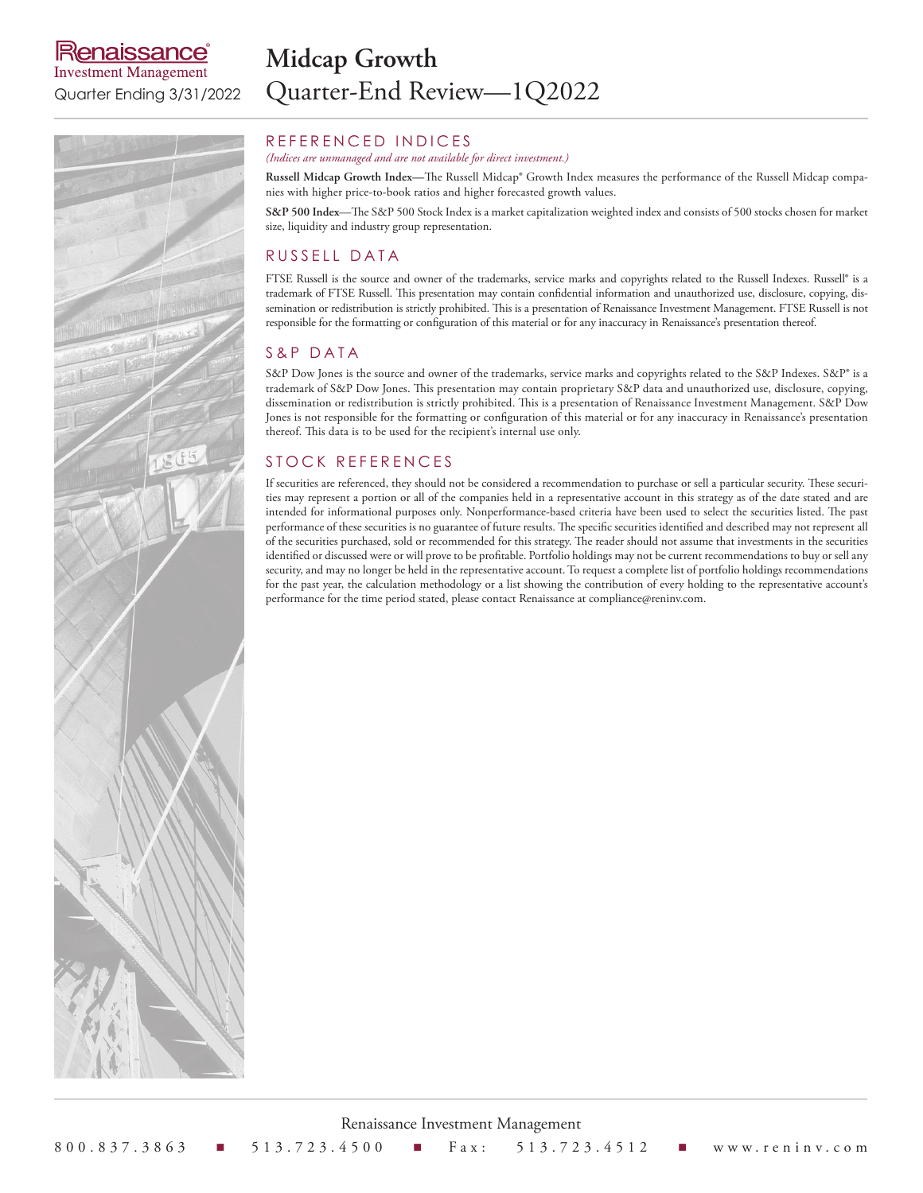# REFERENCED INDICES

*(Indices are unmanaged and are not available for direct investment.)*

**Russell Midcap Growth Index**—The Russell Midcap® Growth Index measures the performance of the Russell Midcap companies with higher price-to-book ratios and higher forecasted growth values.

**S&P 500 Index**—The S&P 500 Stock Index is a market capitalization weighted index and consists of 500 stocks chosen for market size, liquidity and industry group representation.

# RUSSELL DATA

FTSE Russell is the source and owner of the trademarks, service marks and copyrights related to the Russell Indexes. Russell® is a trademark of FTSE Russell. This presentation may contain confidential information and unauthorized use, disclosure, copying, dissemination or redistribution is strictly prohibited. This is a presentation of Renaissance Investment Management. FTSE Russell is not responsible for the formatting or configuration of this material or for any inaccuracy in Renaissance's presentation thereof.

# S&P DATA

S&P Dow Jones is the source and owner of the trademarks, service marks and copyrights related to the S&P Indexes. S&P® is a trademark of S&P Dow Jones. This presentation may contain proprietary S&P data and unauthorized use, disclosure, copying, dissemination or redistribution is strictly prohibited. This is a presentation of Renaissance Investment Management. S&P Dow Jones is not responsible for the formatting or configuration of this material or for any inaccuracy in Renaissance's presentation thereof. This data is to be used for the recipient's internal use only.

# STOCK REFERENCES

If securities are referenced, they should not be considered a recommendation to purchase or sell a particular security. These securities may represent a portion or all of the companies held in a representative account in this strategy as of the date stated and are intended for informational purposes only. Nonperformance-based criteria have been used to select the securities listed. The past performance of these securities is no guarantee of future results. The specific securities identified and described may not represent all of the securities purchased, sold or recommended for this strategy. The reader should not assume that investments in the securities identified or discussed were or will prove to be profitable. Portfolio holdings may not be current recommendations to buy or sell any security, and may no longer be held in the representative account. To request a complete list of portfolio holdings recommendations for the past year, the calculation methodology or a list showing the contribution of every holding to the representative account's performance for the time period stated, please contact Renaissance at compliance@reninv.com.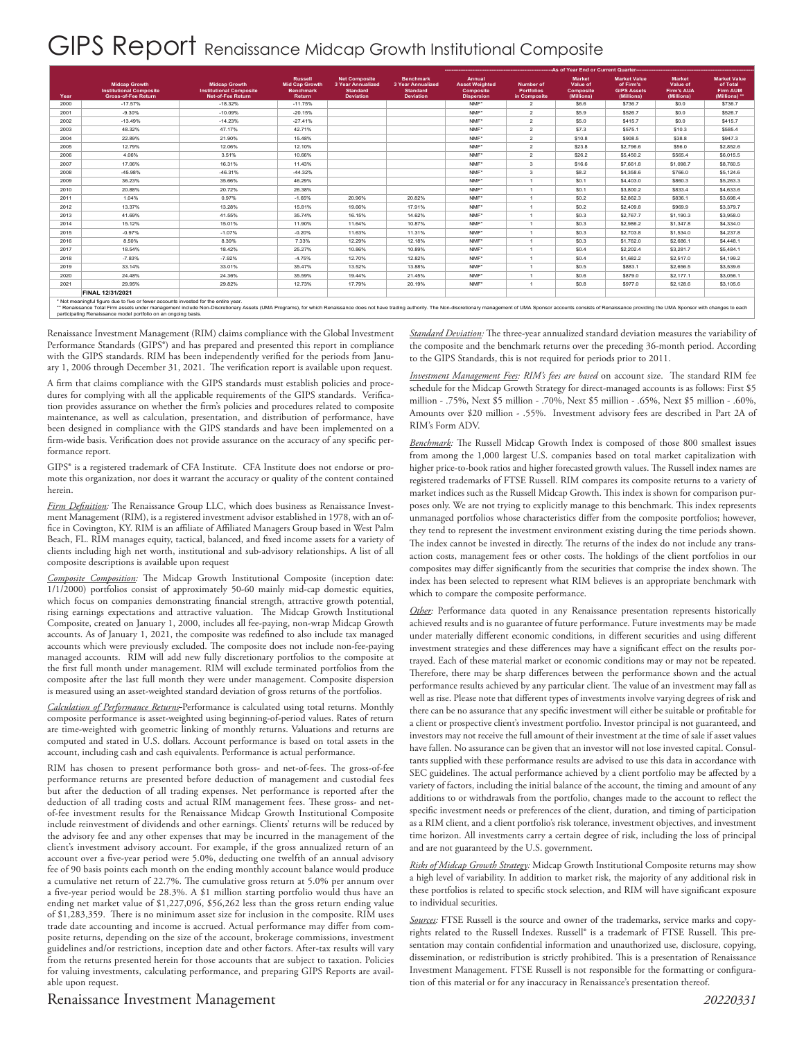# GIPS Report Renaissance Midcap Growth Institutional Composite

| Year | Midcap Growth Institutional Composite Gross-of-Fee Return | Midcap Growth Institutional Composite Net-of-Fee Return | Russell Mid Cap Growth Benchmark Return | Net Composite 3 Year Annualized Standard Deviation | Benchmark 3 Year Annualized Standard Deviation | -----As of Year End or Current Quarter----- Annual Asset Weighted Composite Dispersion | Number of Portfolios in Composite | Market Value of Composite (Millions) | Market Value of Firm's GIPS Assets (Millions) | Market Value of Firm's AUA (Millions) | Market Value of Total Firm AUM (Millions) ** |
|---|---|---|---|---|---|---|---|---|---|---|---|
| 2000 | -17.57% | -18.32% | -11.75% | | | NMF* | 2 | $6.6 | $736.7 | $0.0 | $736.7 |
| 2001 | -9.30% | -10.09% | -20.15% | | | NMF* | 2 | $5.9 | $526.7 | $0.0 | $526.7 |
| 2002 | -13.49% | -14.23% | -27.41% | | | NMF* | 2 | $5.0 | $415.7 | $0.0 | $415.7 |
| 2003 | 48.32% | 47.17% | 42.71% | | | NMF* | 2 | $7.3 | $575.1 | $10.3 | $585.4 |
| 2004 | 22.89% | 21.90% | 15.48% | | | NMF* | 2 | $10.8 | $908.5 | $38.8 | $947.3 |
| 2005 | 12.79% | 12.06% | 12.10% | | | NMF* | 2 | $23.8 | $2,796.6 | $56.0 | $2,852.6 |
| 2006 | 4.06% | 3.51% | 10.66% | | | NMF* | 2 | $26.2 | $5,450.2 | $565.4 | $6,015.5 |
| 2007 | 17.06% | 16.31% | 11.43% | | | NMF* | 3 | $16.6 | $7,661.8 | $1,098.7 | $8,760.5 |
| 2008 | -45.98% | -46.31% | -44.32% | | | NMF* | 3 | $8.2 | $4,358.6 | $766.0 | $5,124.6 |
| 2009 | 36.23% | 35.66% | 46.29% | | | NMF* | 1 | $0.1 | $4,403.0 | $860.3 | $5,263.3 |
| 2010 | 20.88% | 20.72% | 26.38% | | | NMF* | 1 | $0.1 | $3,800.2 | $833.4 | $4,633.6 |
| 2011 | 1.04% | 0.97% | -1.65% | 20.96% | 20.82% | NMF* | 1 | $0.2 | $2,862.3 | $836.1 | $3,698.4 |
| 2012 | 13.37% | 13.28% | 15.81% | 19.66% | 17.91% | NMF* | 1 | $0.2 | $2,409.8 | $969.9 | $3,379.7 |
| 2013 | 41.69% | 41.55% | 35.74% | 16.15% | 14.62% | NMF* | 1 | $0.3 | $2,767.7 | $1,190.3 | $3,958.0 |
| 2014 | 15.12% | 15.01% | 11.90% | 11.64% | 10.87% | NMF* | 1 | $0.3 | $2,986.2 | $1,347.8 | $4,334.0 |
| 2015 | -0.97% | -1.07% | -0.20% | 11.63% | 11.31% | NMF* | 1 | $0.3 | $2,703.8 | $1,534.0 | $4,237.8 |
| 2016 | 8.50% | 8.39% | 7.33% | 12.29% | 12.18% | NMF* | 1 | $0.3 | $1,762.0 | $2,686.1 | $4,448.1 |
| 2017 | 18.54% | 18.42% | 25.27% | 10.86% | 10.89% | NMF* | 1 | $0.4 | $2,202.4 | $3,281.7 | $5,484.1 |
| 2018 | -7.83% | -7.92% | -4.75% | 12.70% | 12.82% | NMF* | 1 | $0.4 | $1,682.2 | $2,517.0 | $4,199.2 |
| 2019 | 33.14% | 33.01% | 35.47% | 13.52% | 13.88% | NMF* | 1 | $0.5 | $883.1 | $2,656.5 | $3,539.6 |
| 2020 | 24.48% | 24.36% | 35.59% | 19.44% | 21.45% | NMF* | 1 | $0.6 | $879.0 | $2,177.1 | $3,056.1 |
| 2021 | 29.95% | 29.82% | 12.73% | 17.79% | 20.19% | NMF* | 1 | $0.8 | $977.0 | $2,128.6 | $3,105.6 |
| | **FINAL 12/31/2021** | | | | | | | | | | |

\* Not meaningful figure due to five or fewer accounts invested for the entire year.
\*\* Renaissance Total Firm assets under management include Non-Discretionary Assets (UMA Programs), for which Renaissance does not have trading authority. The Non-discretionary management of UMA Sponsor accounts consists of Renaissance providing the UMA Sponsor with changes to each participating Renaissance model portfolio on an ongoing basis.

Renaissance Investment Management (RIM) claims compliance with the Global Investment Performance Standards (GIPS®) and has prepared and presented this report in compliance with the GIPS standards. RIM has been independently verified for the periods from January 1, 2006 through December 31, 2021. The verification report is available upon request.

A firm that claims compliance with the GIPS standards must establish policies and procedures for complying with all the applicable requirements of the GIPS standards. Verification provides assurance on whether the firm's policies and procedures related to composite maintenance, as well as calculation, presentation, and distribution of performance, have been designed in compliance with the GIPS standards and have been implemented on a firm-wide basis. Verification does not provide assurance on the accuracy of any specific performance report.

GIPS® is a registered trademark of CFA Institute. CFA Institute does not endorse or promote this organization, nor does it warrant the accuracy or quality of the content contained herein.

*Firm Definition:* The Renaissance Group LLC, which does business as Renaissance Investment Management (RIM), is a registered investment advisor established in 1978, with an office in Covington, KY. RIM is an affiliate of Affiliated Managers Group based in West Palm Beach, FL. RIM manages equity, tactical, balanced, and fixed income assets for a variety of clients including high net worth, institutional and sub-advisory relationships. A list of all composite descriptions is available upon request

*Composite Composition:* The Midcap Growth Institutional Composite (inception date: 1/1/2000) portfolios consist of approximately 50-60 mainly mid-cap domestic equities, which focus on companies demonstrating financial strength, attractive growth potential, rising earnings expectations and attractive valuation. The Midcap Growth Institutional Composite, created on January 1, 2000, includes all fee-paying, non-wrap Midcap Growth accounts. As of January 1, 2021, the composite was redefined to also include tax managed accounts which were previously excluded. The composite does not include non-fee-paying managed accounts. RIM will add new fully discretionary portfolios to the composite at the first full month under management. RIM will exclude terminated portfolios from the composite after the last full month they were under management. Composite dispersion is measured using an asset-weighted standard deviation of gross returns of the portfolios.

*Calculation of Performance Returns:* Performance is calculated using total returns. Monthly composite performance is asset-weighted using beginning-of-period values. Rates of return are time-weighted with geometric linking of monthly returns. Valuations and returns are computed and stated in U.S. dollars. Account performance is based on total assets in the account, including cash and cash equivalents. Performance is actual performance.

RIM has chosen to present performance both gross- and net-of-fees. The gross-of-fee performance returns are presented before deduction of management and custodial fees but after the deduction of all trading expenses. Net performance is reported after the deduction of all trading costs and actual RIM management fees. These gross- and net-of-fee investment results for the Renaissance Midcap Growth Institutional Composite include reinvestment of dividends and other earnings. Clients' returns will be reduced by the advisory fee and any other expenses that may be incurred in the management of the client's investment advisory account. For example, if the gross annualized return of an account over a five-year period were 5.0%, deducting one twelfth of an annual advisory fee of 90 basis points each month on the ending monthly account balance would produce a cumulative net return of 22.7%. The cumulative gross return at 5.0% per annum over a five-year period would be 28.3%. A $1 million starting portfolio would thus have an ending net market value of $1,227,096, $56,262 less than the gross return ending value of $1,283,359. There is no minimum asset size for inclusion in the composite. RIM uses trade date accounting and income is accrued. Actual performance may differ from composite returns, depending on the size of the account, brokerage commissions, investment guidelines and/or restrictions, inception date and other factors. After-tax results will vary from the returns presented herein for those accounts that are subject to taxation. Policies for valuing investments, calculating performance, and preparing GIPS Reports are available upon request.

*Standard Deviation:* The three-year annualized standard deviation measures the variability of the composite and the benchmark returns over the preceding 36-month period. According to the GIPS Standards, this is not required for periods prior to 2011.

*Investment Management Fees: RIM's fees are based* on account size. The standard RIM fee schedule for the Midcap Growth Strategy for direct-managed accounts is as follows: First $5 million - .75%, Next $5 million - .70%, Next $5 million - .65%, Next $5 million - .60%, Amounts over $20 million - .55%. Investment advisory fees are described in Part 2A of RIM's Form ADV.

*Benchmark:* The Russell Midcap Growth Index is composed of those 800 smallest issues from among the 1,000 largest U.S. companies based on total market capitalization with higher price-to-book ratios and higher forecasted growth values. The Russell index names are registered trademarks of FTSE Russell. RIM compares its composite returns to a variety of market indices such as the Russell Midcap Growth. This index is shown for comparison purposes only. We are not trying to explicitly manage to this benchmark. This index represents unmanaged portfolios whose characteristics differ from the composite portfolios; however, they tend to represent the investment environment existing during the time periods shown. The index cannot be invested in directly. The returns of the index do not include any transaction costs, management fees or other costs. The holdings of the client portfolios in our composites may differ significantly from the securities that comprise the index shown. The index has been selected to represent what RIM believes is an appropriate benchmark with which to compare the composite performance.

*Other:* Performance data quoted in any Renaissance presentation represents historically achieved results and is no guarantee of future performance. Future investments may be made under materially different economic conditions, in different securities and using different investment strategies and these differences may have a significant effect on the results portrayed. Each of these material market or economic conditions may or may not be repeated. Therefore, there may be sharp differences between the performance shown and the actual performance results achieved by any particular client. The value of an investment may fall as well as rise. Please note that different types of investments involve varying degrees of risk and there can be no assurance that any specific investment will either be suitable or profitable for a client or prospective client's investment portfolio. Investor principal is not guaranteed, and investors may not receive the full amount of their investment at the time of sale if asset values have fallen. No assurance can be given that an investor will not lose invested capital. Consultants supplied with these performance results are advised to use this data in accordance with SEC guidelines. The actual performance achieved by a client portfolio may be affected by a variety of factors, including the initial balance of the account, the timing and amount of any additions to or withdrawals from the portfolio, changes made to the account to reflect the specific investment needs or preferences of the client, duration, and timing of participation as a RIM client, and a client portfolio's risk tolerance, investment objectives, and investment time horizon. All investments carry a certain degree of risk, including the loss of principal and are not guaranteed by the U.S. government.

*Risks of Midcap Growth Strategy:* Midcap Growth Institutional Composite returns may show a high level of variability. In addition to market risk, the majority of any additional risk in these portfolios is related to specific stock selection, and RIM will have significant exposure to individual securities.

*Sources:* FTSE Russell is the source and owner of the trademarks, service marks and copyrights related to the Russell Indexes. Russell® is a trademark of FTSE Russell. This presentation may contain confidential information and unauthorized use, disclosure, copying, dissemination, or redistribution is strictly prohibited. This is a presentation of Renaissance Investment Management. FTSE Russell is not responsible for the formatting or configuration of this material or for any inaccuracy in Renaissance's presentation thereof.

Renaissance Investment Management 20220331